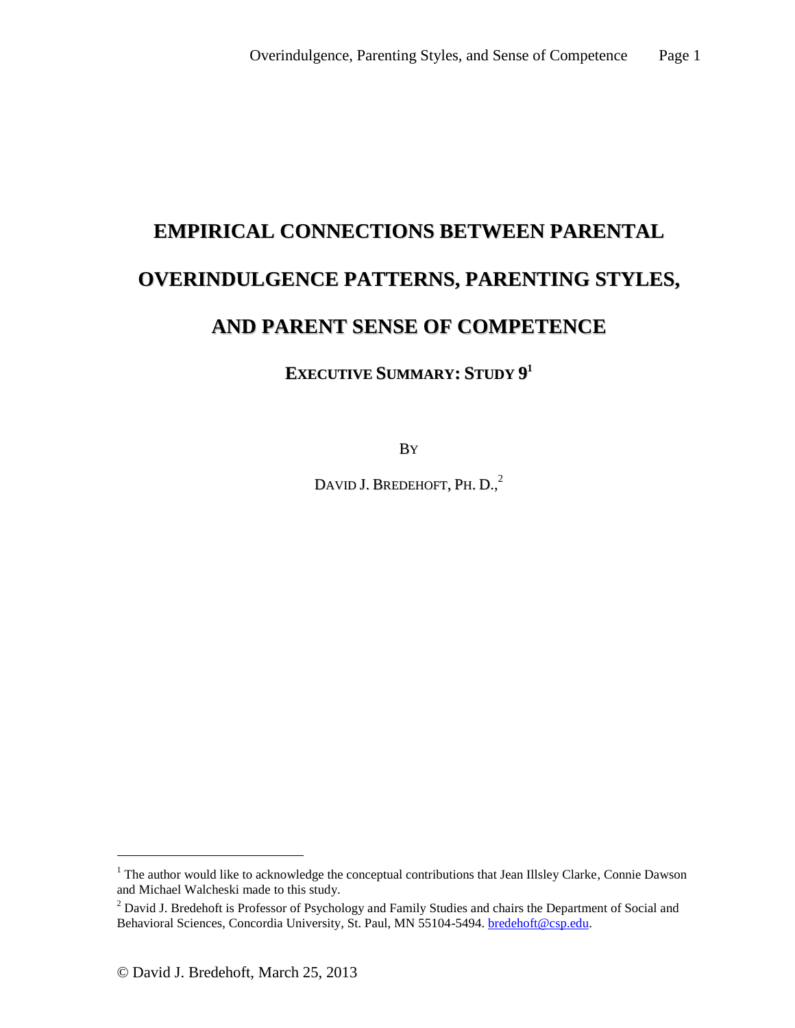# EMPIRICAL CONNECTIONS BETWEEN PARENTAL OVERINDULGENCE PATTERNS, PARENTING STYLES, AND PARENT SENSE OF COMPETENCE

## EXECUTIVE SUMMARY: STUDY 9[1]

BY

DAVID J. BREDEHOFT, PH. D.,[2]

---

[1] The author would like to acknowledge the conceptual contributions that Jean Illsley Clarke, Connie Dawson and Michael Walcheski made to this study.

[2] David J. Bredehoft is Professor of Psychology and Family Studies and chairs the Department of Social and Behavioral Sciences, Concordia University, St. Paul, MN 55104-5494. bredehoft@csp.edu.

© David J. Bredehoft, March 25, 2013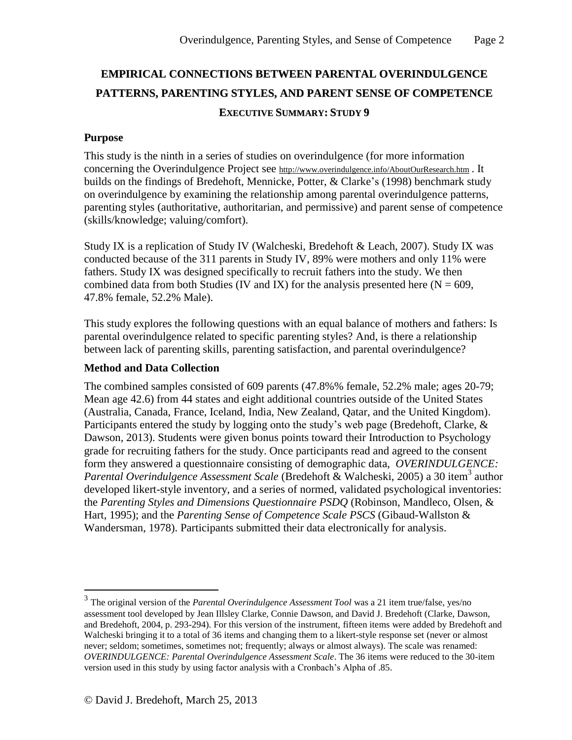# EMPIRICAL CONNECTIONS BETWEEN PARENTAL OVERINDULGENCE PATTERNS, PARENTING STYLES, AND PARENT SENSE OF COMPETENCE

## EXECUTIVE SUMMARY: STUDY 9

### Purpose

This study is the ninth in a series of studies on overindulgence (for more information concerning the Overindulgence Project see http://www.overindulgence.info/AboutOurResearch.htm . It builds on the findings of Bredehoft, Mennicke, Potter, & Clarke's (1998) benchmark study on overindulgence by examining the relationship among parental overindulgence patterns, parenting styles (authoritative, authoritarian, and permissive) and parent sense of competence (skills/knowledge; valuing/comfort).

Study IX is a replication of Study IV (Walcheski, Bredehoft & Leach, 2007). Study IX was conducted because of the 311 parents in Study IV, 89% were mothers and only 11% were fathers. Study IX was designed specifically to recruit fathers into the study. We then combined data from both Studies (IV and IX) for the analysis presented here (N = 609, 47.8% female, 52.2% Male).

This study explores the following questions with an equal balance of mothers and fathers: Is parental overindulgence related to specific parenting styles? And, is there a relationship between lack of parenting skills, parenting satisfaction, and parental overindulgence?

### Method and Data Collection

The combined samples consisted of 609 parents (47.8%% female, 52.2% male; ages 20-79; Mean age 42.6) from 44 states and eight additional countries outside of the United States (Australia, Canada, France, Iceland, India, New Zealand, Qatar, and the United Kingdom). Participants entered the study by logging onto the study's web page (Bredehoft, Clarke, & Dawson, 2013). Students were given bonus points toward their Introduction to Psychology grade for recruiting fathers for the study. Once participants read and agreed to the consent form they answered a questionnaire consisting of demographic data, *OVERINDULGENCE: Parental Overindulgence Assessment Scale* (Bredehoft & Walcheski, 2005) a 30 item[3] author developed likert-style inventory, and a series of normed, validated psychological inventories: the *Parenting Styles and Dimensions Questionnaire PSDQ* (Robinson, Mandleco, Olsen, & Hart, 1995); and the *Parenting Sense of Competence Scale PSCS* (Gibaud-Wallston & Wandersman, 1978). Participants submitted their data electronically for analysis.

---

[3] The original version of the *Parental Overindulgence Assessment Tool* was a 21 item true/false, yes/no assessment tool developed by Jean Illsley Clarke, Connie Dawson, and David J. Bredehoft (Clarke, Dawson, and Bredehoft, 2004, p. 293-294). For this version of the instrument, fifteen items were added by Bredehoft and Walcheski bringing it to a total of 36 items and changing them to a likert-style response set (never or almost never; seldom; sometimes, sometimes not; frequently; always or almost always). The scale was renamed: *OVERINDULGENCE: Parental Overindulgence Assessment Scale*. The 36 items were reduced to the 30-item version used in this study by using factor analysis with a Cronbach's Alpha of .85.

© David J. Bredehoft, March 25, 2013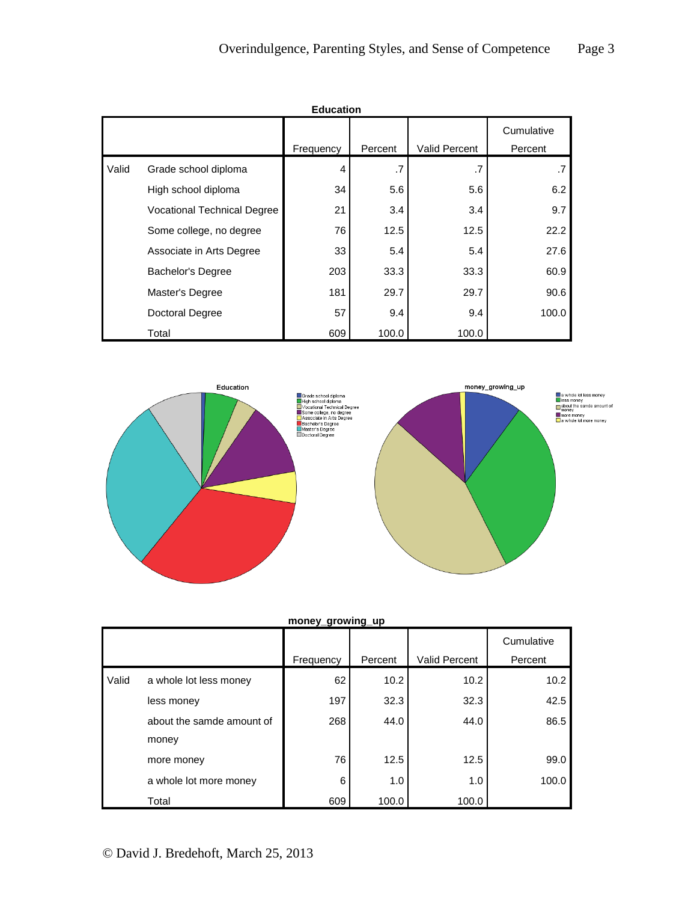**Education**

| | | Frequency | Percent | Valid Percent | Cumulative Percent |
|---|---|---|---|---|---|
| Valid | Grade school diploma | 4 | .7 | .7 | .7 |
| | High school diploma | 34 | 5.6 | 5.6 | 6.2 |
| | Vocational Technical Degree | 21 | 3.4 | 3.4 | 9.7 |
| | Some college, no degree | 76 | 12.5 | 12.5 | 22.2 |
| | Associate in Arts Degree | 33 | 5.4 | 5.4 | 27.6 |
| | Bachelor's Degree | 203 | 33.3 | 33.3 | 60.9 |
| | Master's Degree | 181 | 29.7 | 29.7 | 90.6 |
| | Doctoral Degree | 57 | 9.4 | 9.4 | 100.0 |
| | Total | 609 | 100.0 | 100.0 | |

**money_growing_up**

| | | Frequency | Percent | Valid Percent | Cumulative Percent |
|---|---|---|---|---|---|
| Valid | a whole lot less money | 62 | 10.2 | 10.2 | 10.2 |
| | less money | 197 | 32.3 | 32.3 | 42.5 |
| | about the samde amount of money | 268 | 44.0 | 44.0 | 86.5 |
| | more money | 76 | 12.5 | 12.5 | 99.0 |
| | a whole lot more money | 6 | 1.0 | 1.0 | 100.0 |
| | Total | 609 | 100.0 | 100.0 | |

© David J. Bredehoft, March 25, 2013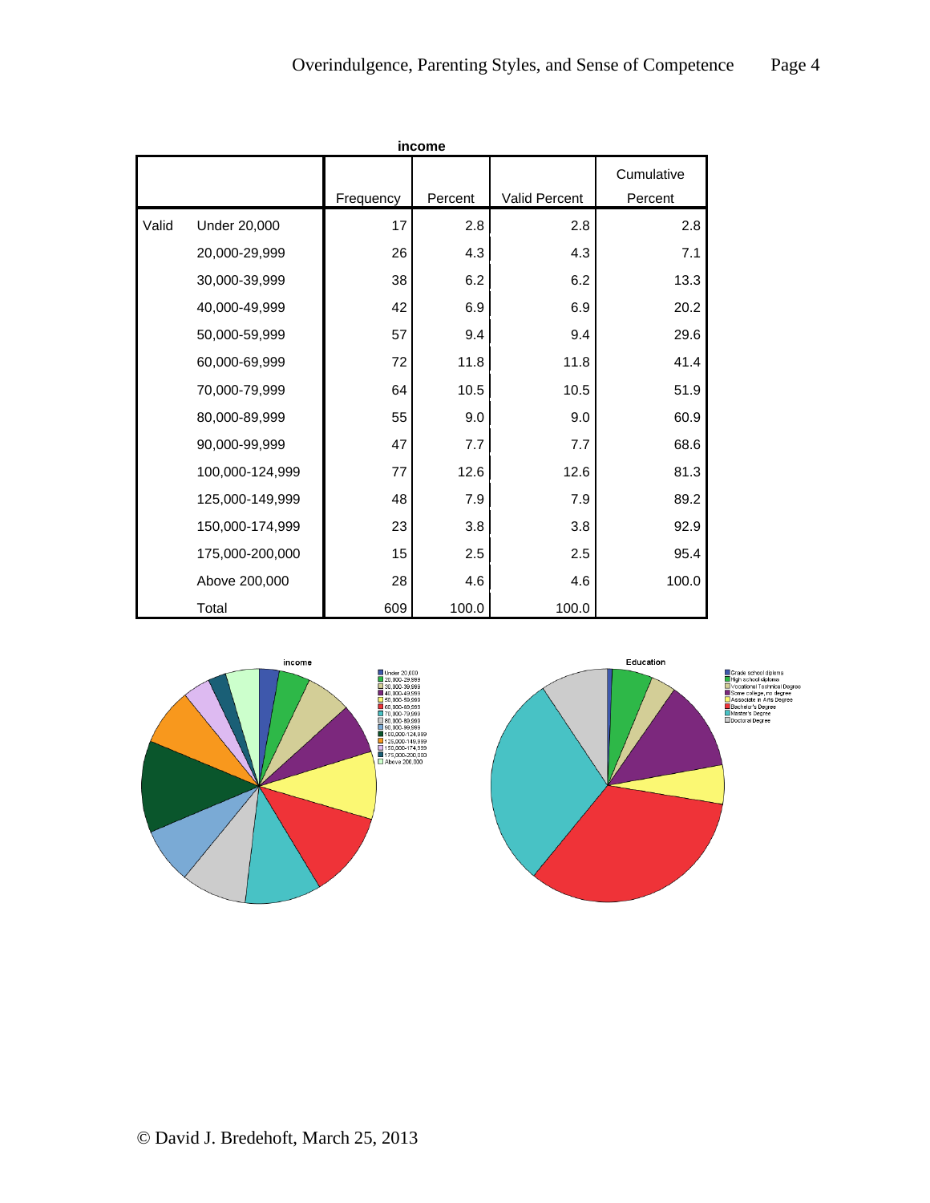**income**

| | | Frequency | Percent | Valid Percent | Cumulative Percent |
|---|---|---|---|---|---|
| Valid | Under 20,000 | 17 | 2.8 | 2.8 | 2.8 |
| | 20,000-29,999 | 26 | 4.3 | 4.3 | 7.1 |
| | 30,000-39,999 | 38 | 6.2 | 6.2 | 13.3 |
| | 40,000-49,999 | 42 | 6.9 | 6.9 | 20.2 |
| | 50,000-59,999 | 57 | 9.4 | 9.4 | 29.6 |
| | 60,000-69,999 | 72 | 11.8 | 11.8 | 41.4 |
| | 70,000-79,999 | 64 | 10.5 | 10.5 | 51.9 |
| | 80,000-89,999 | 55 | 9.0 | 9.0 | 60.9 |
| | 90,000-99,999 | 47 | 7.7 | 7.7 | 68.6 |
| | 100,000-124,999 | 77 | 12.6 | 12.6 | 81.3 |
| | 125,000-149,999 | 48 | 7.9 | 7.9 | 89.2 |
| | 150,000-174,999 | 23 | 3.8 | 3.8 | 92.9 |
| | 175,000-200,000 | 15 | 2.5 | 2.5 | 95.4 |
| | Above 200,000 | 28 | 4.6 | 4.6 | 100.0 |
| | Total | 609 | 100.0 | 100.0 | |

income

Under 20,000
20,000-29,999
30,000-39,999
40,000-49,999
50,000-59,999
60,000-69,999
70,000-79,999
80,000-89,999
90,000-99,999
100,000-124,999
125,000-149,999
150,000-174,999
175,000-200,000
Above 200,000

Education

Grade school diploma
High school diploma
Vocational Technical Degree
Some college, no degree
Associate in Arts Degree
Bachelor's Degree
Master's Degree
Doctoral Degree

© David J. Bredehoft, March 25, 2013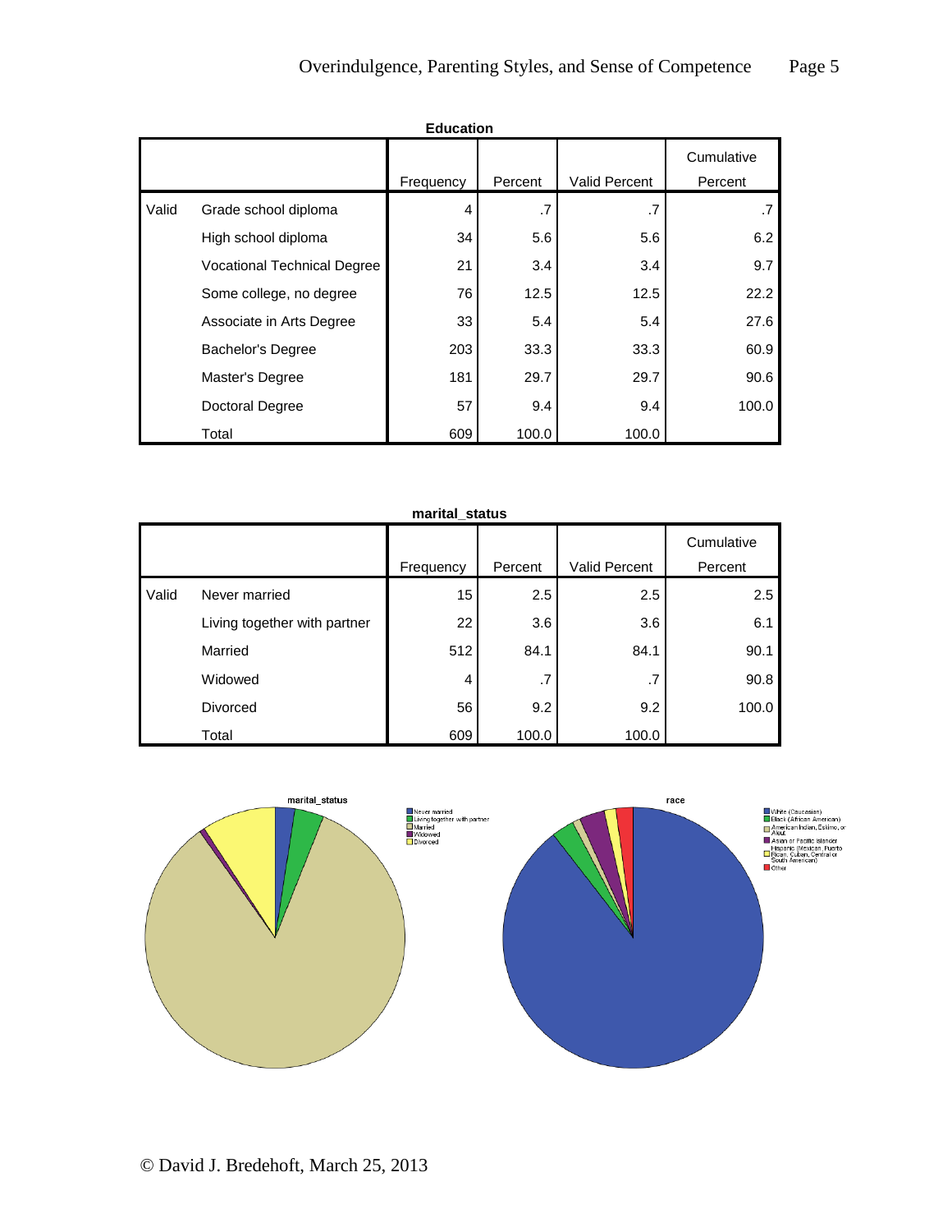**Education**

| | | Frequency | Percent | Valid Percent | Cumulative Percent |
|---|---|---|---|---|---|
| Valid | Grade school diploma | 4 | .7 | .7 | .7 |
| | High school diploma | 34 | 5.6 | 5.6 | 6.2 |
| | Vocational Technical Degree | 21 | 3.4 | 3.4 | 9.7 |
| | Some college, no degree | 76 | 12.5 | 12.5 | 22.2 |
| | Associate in Arts Degree | 33 | 5.4 | 5.4 | 27.6 |
| | Bachelor's Degree | 203 | 33.3 | 33.3 | 60.9 |
| | Master's Degree | 181 | 29.7 | 29.7 | 90.6 |
| | Doctoral Degree | 57 | 9.4 | 9.4 | 100.0 |
| | Total | 609 | 100.0 | 100.0 | |

**marital_status**

| | | Frequency | Percent | Valid Percent | Cumulative Percent |
|---|---|---|---|---|---|
| Valid | Never married | 15 | 2.5 | 2.5 | 2.5 |
| | Living together with partner | 22 | 3.6 | 3.6 | 6.1 |
| | Married | 512 | 84.1 | 84.1 | 90.1 |
| | Widowed | 4 | .7 | .7 | 90.8 |
| | Divorced | 56 | 9.2 | 9.2 | 100.0 |
| | Total | 609 | 100.0 | 100.0 | |

**marital_status**

- Never married
- Living together with partner
- Married
- Widowed
- Divorced

**race**

- White (Caucasian)
- Black (African American)
- American Indian, Eskimo, or Aleut
- Asian or Pacific Islander
- Hispanic (Mexican, Puerto Rican, Cuban, Central or South American)
- Other

© David J. Bredehoft, March 25, 2013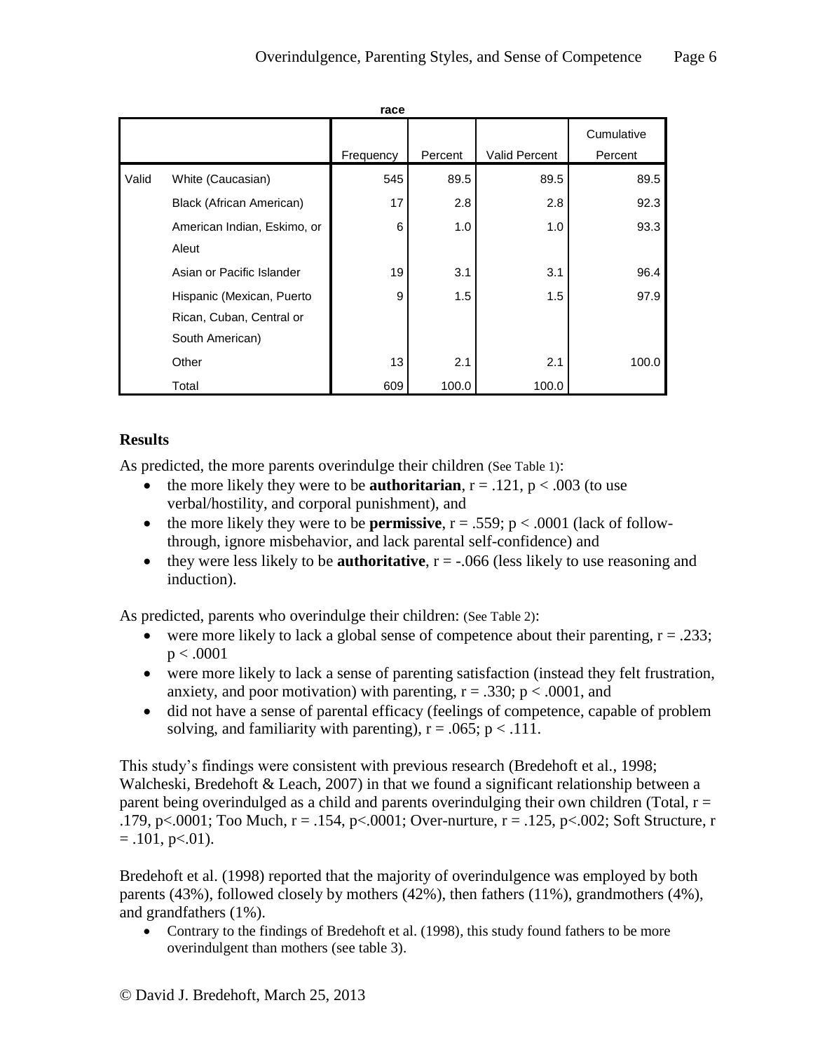**race**

| | | Frequency | Percent | Valid Percent | Cumulative Percent |
|---|---|---|---|---|---|
| Valid | White (Caucasian) | 545 | 89.5 | 89.5 | 89.5 |
| | Black (African American) | 17 | 2.8 | 2.8 | 92.3 |
| | American Indian, Eskimo, or Aleut | 6 | 1.0 | 1.0 | 93.3 |
| | Asian or Pacific Islander | 19 | 3.1 | 3.1 | 96.4 |
| | Hispanic (Mexican, Puerto Rican, Cuban, Central or South American) | 9 | 1.5 | 1.5 | 97.9 |
| | Other | 13 | 2.1 | 2.1 | 100.0 |
| | Total | 609 | 100.0 | 100.0 | |

**Results**

As predicted, the more parents overindulge their children (See Table 1):

- the more likely they were to be **authoritarian**, $r = .121$, $p < .003$ (to use verbal/hostility, and corporal punishment), and
- the more likely they were to be **permissive**, $r = .559$; $p < .0001$ (lack of follow-through, ignore misbehavior, and lack parental self-confidence) and
- they were less likely to be **authoritative**, $r = -.066$ (less likely to use reasoning and induction).

As predicted, parents who overindulge their children: (See Table 2):

- were more likely to lack a global sense of competence about their parenting, $r = .233$; $p < .0001$
- were more likely to lack a sense of parenting satisfaction (instead they felt frustration, anxiety, and poor motivation) with parenting, $r = .330$; $p < .0001$, and
- did not have a sense of parental efficacy (feelings of competence, capable of problem solving, and familiarity with parenting), $r = .065$; $p < .111$.

This study's findings were consistent with previous research (Bredehoft et al., 1998; Walcheski, Bredehoft & Leach, 2007) in that we found a significant relationship between a parent being overindulged as a child and parents overindulging their own children (Total, $r = .179$, $p<.0001$; Too Much, $r = .154$, $p<.0001$; Over-nurture, $r = .125$, $p<.002$; Soft Structure, $r = .101$, $p<.01$).

Bredehoft et al. (1998) reported that the majority of overindulgence was employed by both parents (43%), followed closely by mothers (42%), then fathers (11%), grandmothers (4%), and grandfathers (1%).

- Contrary to the findings of Bredehoft et al. (1998), this study found fathers to be more overindulgent than mothers (see table 3).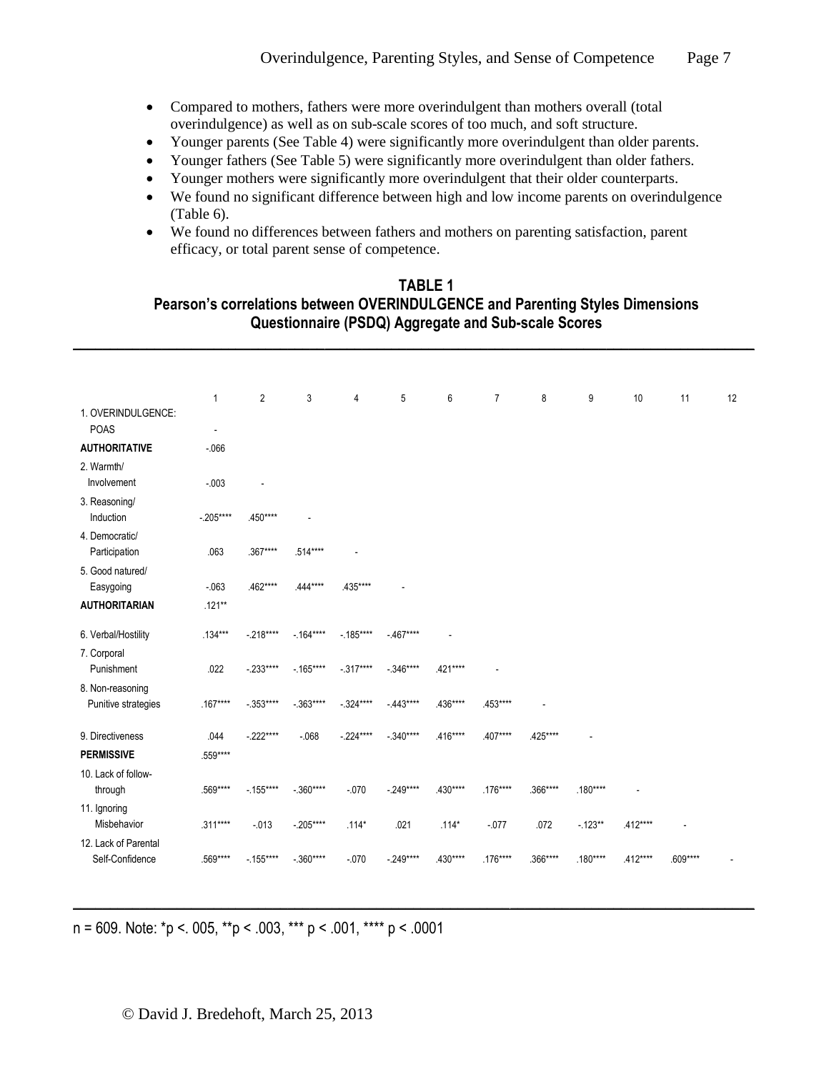- Compared to mothers, fathers were more overindulgent than mothers overall (total overindulgence) as well as on sub-scale scores of too much, and soft structure.
- Younger parents (See Table 4) were significantly more overindulgent than older parents.
- Younger fathers (See Table 5) were significantly more overindulgent than older fathers.
- Younger mothers were significantly more overindulgent that their older counterparts.
- We found no significant difference between high and low income parents on overindulgence (Table 6).
- We found no differences between fathers and mothers on parenting satisfaction, parent efficacy, or total parent sense of competence.

**TABLE 1**
**Pearson's correlations between OVERINDULGENCE and Parenting Styles Dimensions Questionnaire (PSDQ) Aggregate and Sub-scale Scores**

| | 1 | 2 | 3 | 4 | 5 | 6 | 7 | 8 | 9 | 10 | 11 | 12 |
|---|---|---|---|---|---|---|---|---|---|---|---|---|
| 1. OVERINDULGENCE: POAS | - | | | | | | | | | | | |
| **AUTHORITATIVE** | -.066 | | | | | | | | | | | |
| 2. Warmth/ Involvement | -.003 | - | | | | | | | | | | |
| 3. Reasoning/ Induction | -.205**** | .450**** | - | | | | | | | | | |
| 4. Democratic/ Participation | .063 | .367**** | .514**** | - | | | | | | | | |
| 5. Good natured/ Easygoing | -.063 | .462**** | .444**** | .435**** | - | | | | | | | |
| **AUTHORITARIAN** | .121** | | | | | | | | | | | |
| 6. Verbal/Hostility | .134*** | -.218**** | -.164**** | -.185**** | -.467**** | - | | | | | | |
| 7. Corporal Punishment | .022 | -.233**** | -.165**** | -.317**** | -.346**** | .421**** | - | | | | | |
| 8. Non-reasoning Punitive strategies | .167**** | -.353**** | -.363**** | -.324**** | -.443**** | .436**** | .453**** | - | | | | |
| 9. Directiveness | .044 | -.222**** | -.068 | -.224**** | -.340**** | .416**** | .407**** | .425**** | - | | | |
| **PERMISSIVE** | .559**** | | | | | | | | | | | |
| 10. Lack of follow-through | .569**** | -.155**** | -.360**** | -.070 | -.249**** | .430**** | .176**** | .366**** | .180**** | - | | |
| 11. Ignoring Misbehavior | .311**** | -.013 | -.205**** | .114* | .021 | .114* | -.077 | .072 | -.123** | .412**** | - | |
| 12. Lack of Parental Self-Confidence | .569**** | -.155**** | -.360**** | -.070 | -.249**** | .430**** | .176**** | .366**** | .180**** | .412**** | .609**** | - |

n = 609. Note: *p <. 005, **p < .003, *** p < .001, **** p < .0001

© David J. Bredehoft, March 25, 2013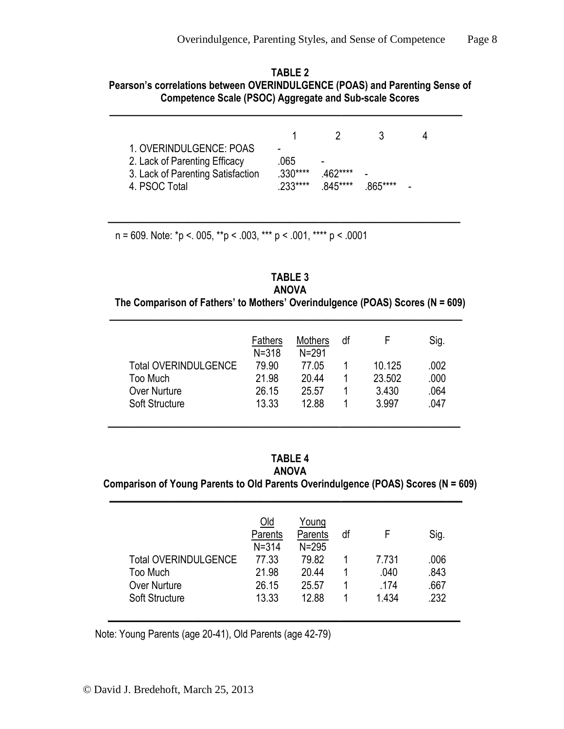**TABLE 2**
**Pearson's correlations between OVERINDULGENCE (POAS) and Parenting Sense of Competence Scale (PSOC) Aggregate and Sub-scale Scores**

| | 1 | 2 | 3 | 4 |
|---|---|---|---|---|
| 1. OVERINDULGENCE: POAS | - | | | |
| 2. Lack of Parenting Efficacy | .065 | - | | |
| 3. Lack of Parenting Satisfaction | .330**** | .462**** | - | |
| 4. PSOC Total | .233**** | .845**** | .865**** | - |

n = 609. Note: *p <. 005, **p < .003, *** p < .001, **** p < .0001

**TABLE 3**
**ANOVA**
**The Comparison of Fathers' to Mothers' Overindulgence (POAS) Scores (N = 609)**

| | Fathers N=318 | Mothers N=291 | df | F | Sig. |
|---|---|---|---|---|---|
| Total OVERINDULGENCE | 79.90 | 77.05 | 1 | 10.125 | .002 |
| Too Much | 21.98 | 20.44 | 1 | 23.502 | .000 |
| Over Nurture | 26.15 | 25.57 | 1 | 3.430 | .064 |
| Soft Structure | 13.33 | 12.88 | 1 | 3.997 | .047 |

**TABLE 4**
**ANOVA**
**Comparison of Young Parents to Old Parents Overindulgence (POAS) Scores (N = 609)**

| | Old Parents N=314 | Young Parents N=295 | df | F | Sig. |
|---|---|---|---|---|---|
| Total OVERINDULGENCE | 77.33 | 79.82 | 1 | 7.731 | .006 |
| Too Much | 21.98 | 20.44 | 1 | .040 | .843 |
| Over Nurture | 26.15 | 25.57 | 1 | .174 | .667 |
| Soft Structure | 13.33 | 12.88 | 1 | 1.434 | .232 |

Note: Young Parents (age 20-41), Old Parents (age 42-79)

© David J. Bredehoft, March 25, 2013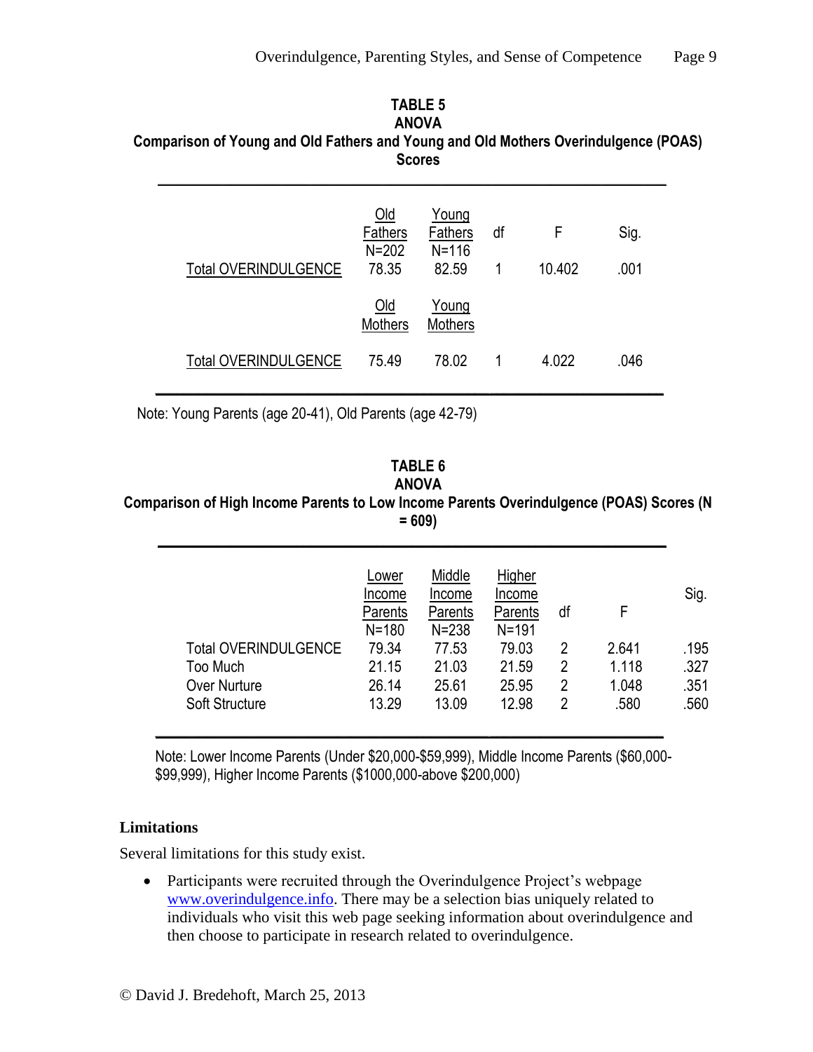**TABLE 5**
**ANOVA**
**Comparison of Young and Old Fathers and Young and Old Mothers Overindulgence (POAS) Scores**

| | Old Fathers N=202 | Young Fathers N=116 | df | F | Sig. |
|---|---|---|---|---|---|
| Total OVERINDULGENCE | 78.35 | 82.59 | 1 | 10.402 | .001 |
| | **Old Mothers** | **Young Mothers** | | | |
| Total OVERINDULGENCE | 75.49 | 78.02 | 1 | 4.022 | .046 |

Note: Young Parents (age 20-41), Old Parents (age 42-79)

**TABLE 6**
**ANOVA**
**Comparison of High Income Parents to Low Income Parents Overindulgence (POAS) Scores (N = 609)**

| | Lower Income Parents N=180 | Middle Income Parents N=238 | Higher Income Parents N=191 | df | F | Sig. |
|---|---|---|---|---|---|---|
| Total OVERINDULGENCE | 79.34 | 77.53 | 79.03 | 2 | 2.641 | .195 |
| Too Much | 21.15 | 21.03 | 21.59 | 2 | 1.118 | .327 |
| Over Nurture | 26.14 | 25.61 | 25.95 | 2 | 1.048 | .351 |
| Soft Structure | 13.29 | 13.09 | 12.98 | 2 | .580 | .560 |

Note: Lower Income Parents (Under $20,000-$59,999), Middle Income Parents ($60,000-$99,999), Higher Income Parents ($1000,000-above $200,000)

### Limitations

Several limitations for this study exist.

- Participants were recruited through the Overindulgence Project's webpage www.overindulgence.info. There may be a selection bias uniquely related to individuals who visit this web page seeking information about overindulgence and then choose to participate in research related to overindulgence.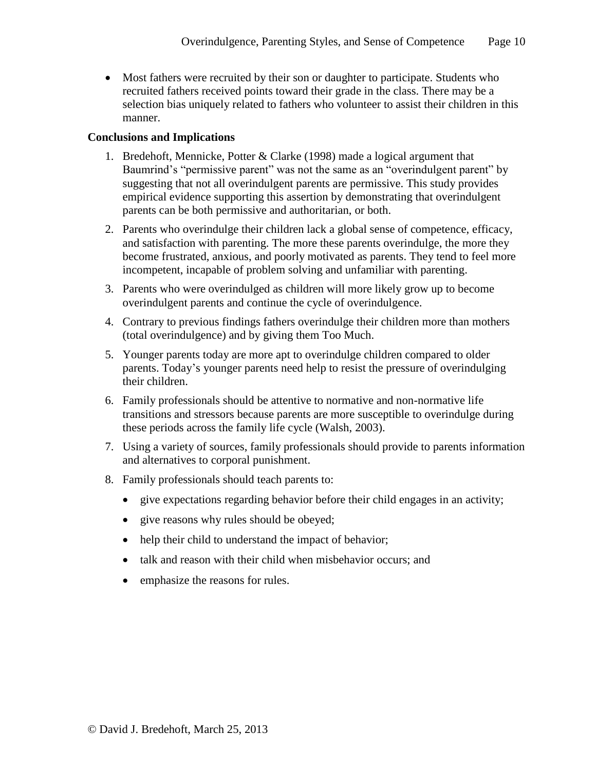- Most fathers were recruited by their son or daughter to participate. Students who recruited fathers received points toward their grade in the class. There may be a selection bias uniquely related to fathers who volunteer to assist their children in this manner.

**Conclusions and Implications**

1. Bredehoft, Mennicke, Potter & Clarke (1998) made a logical argument that Baumrind's "permissive parent" was not the same as an "overindulgent parent" by suggesting that not all overindulgent parents are permissive. This study provides empirical evidence supporting this assertion by demonstrating that overindulgent parents can be both permissive and authoritarian, or both.
2. Parents who overindulge their children lack a global sense of competence, efficacy, and satisfaction with parenting. The more these parents overindulge, the more they become frustrated, anxious, and poorly motivated as parents. They tend to feel more incompetent, incapable of problem solving and unfamiliar with parenting.
3. Parents who were overindulged as children will more likely grow up to become overindulgent parents and continue the cycle of overindulgence.
4. Contrary to previous findings fathers overindulge their children more than mothers (total overindulgence) and by giving them Too Much.
5. Younger parents today are more apt to overindulge children compared to older parents. Today's younger parents need help to resist the pressure of overindulging their children.
6. Family professionals should be attentive to normative and non-normative life transitions and stressors because parents are more susceptible to overindulge during these periods across the family life cycle (Walsh, 2003).
7. Using a variety of sources, family professionals should provide to parents information and alternatives to corporal punishment.
8. Family professionals should teach parents to:
   - give expectations regarding behavior before their child engages in an activity;
   - give reasons why rules should be obeyed;
   - help their child to understand the impact of behavior;
   - talk and reason with their child when misbehavior occurs; and
   - emphasize the reasons for rules.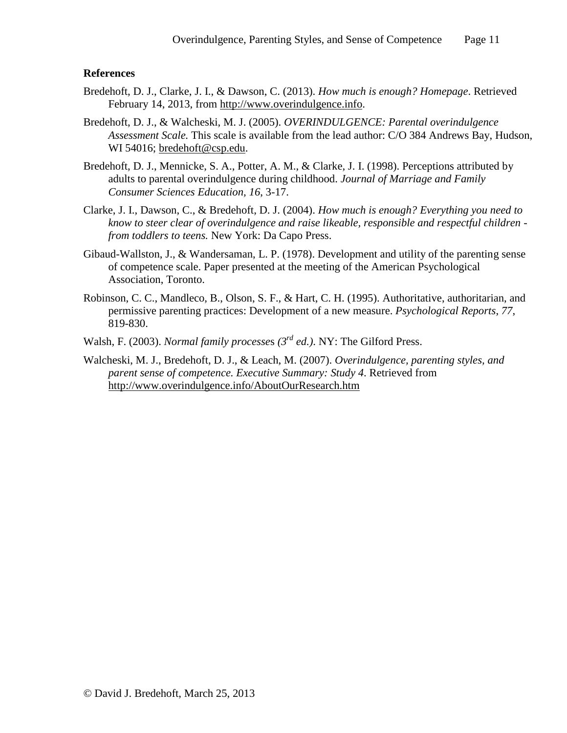**References**

Bredehoft, D. J., Clarke, J. I., & Dawson, C. (2013). *How much is enough? Homepage*. Retrieved February 14, 2013, from http://www.overindulgence.info.

Bredehoft, D. J., & Walcheski, M. J. (2005). *OVERINDULGENCE: Parental overindulgence Assessment Scale.* This scale is available from the lead author: C/O 384 Andrews Bay, Hudson, WI 54016; bredehoft@csp.edu.

Bredehoft, D. J., Mennicke, S. A., Potter, A. M., & Clarke, J. I. (1998). Perceptions attributed by adults to parental overindulgence during childhood. *Journal of Marriage and Family Consumer Sciences Education, 16*, 3-17.

Clarke, J. I., Dawson, C., & Bredehoft, D. J. (2004). *How much is enough? Everything you need to know to steer clear of overindulgence and raise likeable, responsible and respectful children - from toddlers to teens.* New York: Da Capo Press.

Gibaud-Wallston, J., & Wandersaman, L. P. (1978). Development and utility of the parenting sense of competence scale. Paper presented at the meeting of the American Psychological Association, Toronto.

Robinson, C. C., Mandleco, B., Olson, S. F., & Hart, C. H. (1995). Authoritative, authoritarian, and permissive parenting practices: Development of a new measure. *Psychological Reports, 77*, 819-830.

Walsh, F. (2003). *Normal family processes (3rd ed.)*. NY: The Gilford Press.

Walcheski, M. J., Bredehoft, D. J., & Leach, M. (2007). *Overindulgence, parenting styles, and parent sense of competence. Executive Summary: Study 4*. Retrieved from http://www.overindulgence.info/AboutOurResearch.htm

© David J. Bredehoft, March 25, 2013